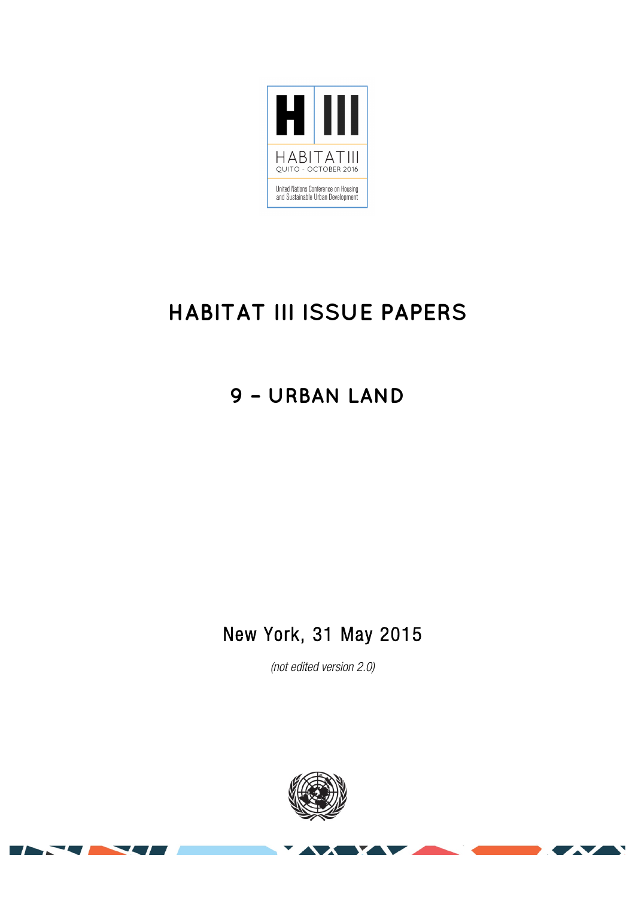# HABITAT III ISSUE PAPERS

## 9 – URBAN LAND

New York, 31 May 2015

*(not edited version 2.0)*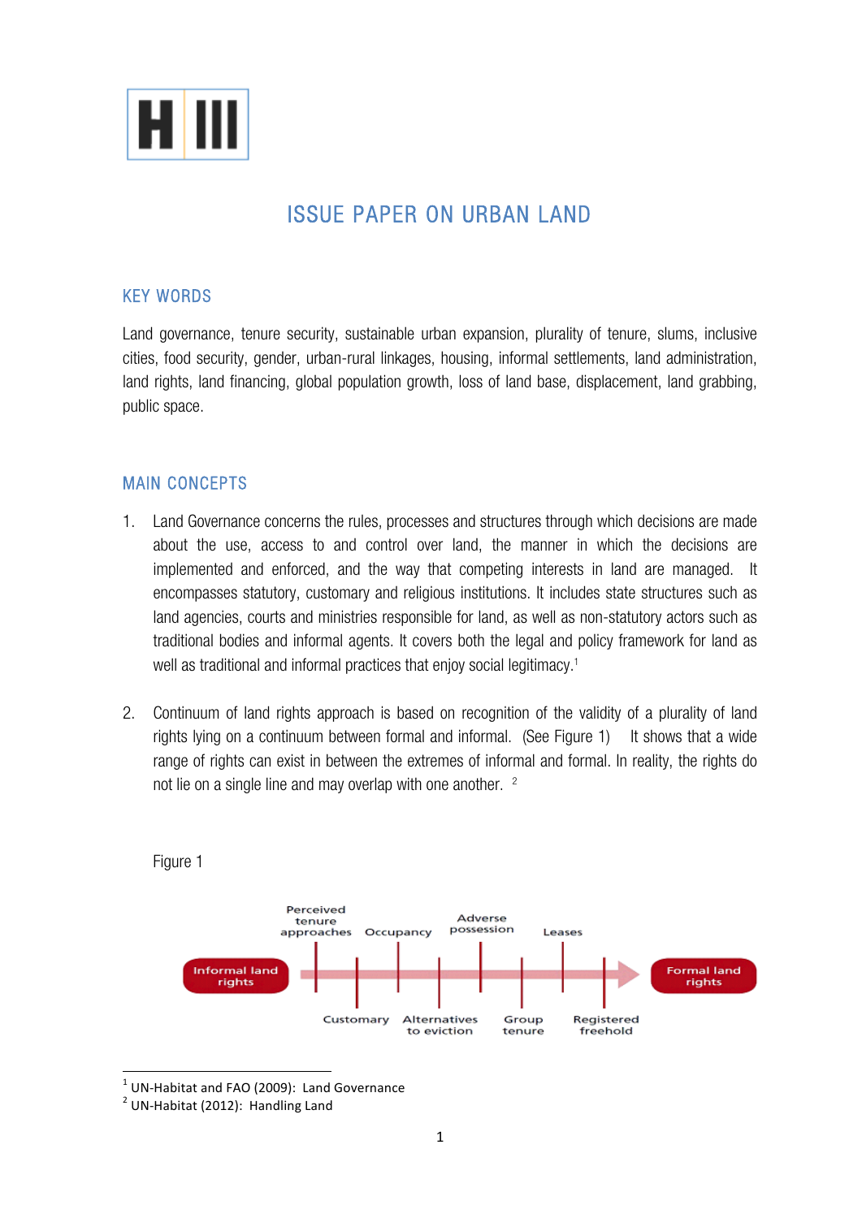# ISSUE PAPER ON URBAN LAND

## KEY WORDS

Land governance, tenure security, sustainable urban expansion, plurality of tenure, slums, inclusive cities, food security, gender, urban-rural linkages, housing, informal settlements, land administration, land rights, land financing, global population growth, loss of land base, displacement, land grabbing, public space.

## MAIN CONCEPTS

1. Land Governance concerns the rules, processes and structures through which decisions are made about the use, access to and control over land, the manner in which the decisions are implemented and enforced, and the way that competing interests in land are managed. It encompasses statutory, customary and religious institutions. It includes state structures such as land agencies, courts and ministries responsible for land, as well as non-statutory actors such as traditional bodies and informal agents. It covers both the legal and policy framework for land as well as traditional and informal practices that enjoy social legitimacy.[1]

2. Continuum of land rights approach is based on recognition of the validity of a plurality of land rights lying on a continuum between formal and informal. (See Figure 1) It shows that a wide range of rights can exist in between the extremes of informal and formal. In reality, the rights do not lie on a single line and may overlap with one another. [2]

Figure 1

Informal land rights → Perceived tenure approaches, Customary, Occupancy, Alternatives to eviction, Adverse possession, Group tenure, Leases, Registered freehold → Formal land rights

[1] UN-Habitat and FAO (2009): Land Governance

[2] UN-Habitat (2012): Handling Land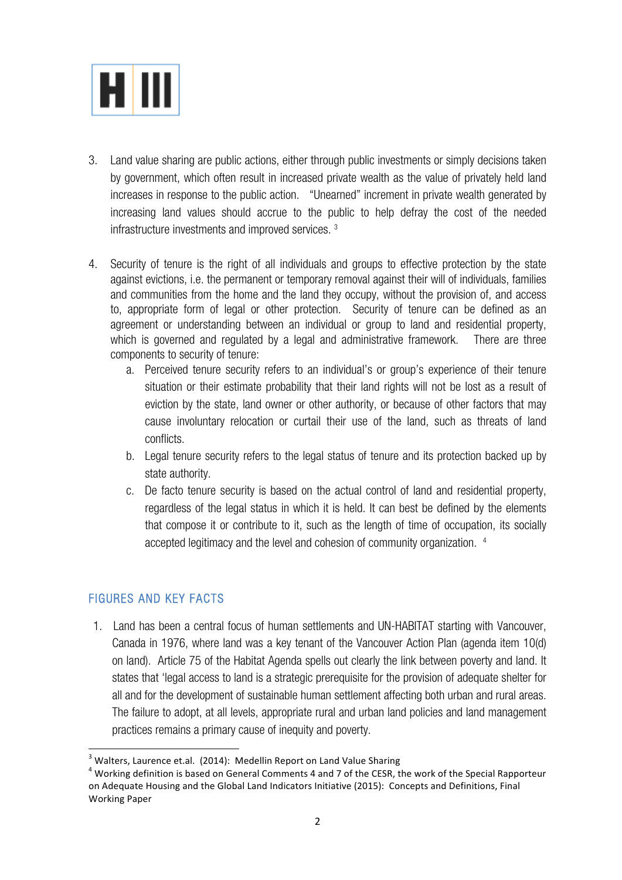3. Land value sharing are public actions, either through public investments or simply decisions taken by government, which often result in increased private wealth as the value of privately held land increases in response to the public action. "Unearned" increment in private wealth generated by increasing land values should accrue to the public to help defray the cost of the needed infrastructure investments and improved services. [3]

4. Security of tenure is the right of all individuals and groups to effective protection by the state against evictions, i.e. the permanent or temporary removal against their will of individuals, families and communities from the home and the land they occupy, without the provision of, and access to, appropriate form of legal or other protection. Security of tenure can be defined as an agreement or understanding between an individual or group to land and residential property, which is governed and regulated by a legal and administrative framework. There are three components to security of tenure:
   a. Perceived tenure security refers to an individual's or group's experience of their tenure situation or their estimate probability that their land rights will not be lost as a result of eviction by the state, land owner or other authority, or because of other factors that may cause involuntary relocation or curtail their use of the land, such as threats of land conflicts.
   b. Legal tenure security refers to the legal status of tenure and its protection backed up by state authority.
   c. De facto tenure security is based on the actual control of land and residential property, regardless of the legal status in which it is held. It can best be defined by the elements that compose it or contribute to it, such as the length of time of occupation, its socially accepted legitimacy and the level and cohesion of community organization. [4]

## FIGURES AND KEY FACTS

1. Land has been a central focus of human settlements and UN-HABITAT starting with Vancouver, Canada in 1976, where land was a key tenant of the Vancouver Action Plan (agenda item 10(d) on land). Article 75 of the Habitat Agenda spells out clearly the link between poverty and land. It states that 'legal access to land is a strategic prerequisite for the provision of adequate shelter for all and for the development of sustainable human settlement affecting both urban and rural areas. The failure to adopt, at all levels, appropriate rural and urban land policies and land management practices remains a primary cause of inequity and poverty.

---

[3] Walters, Laurence et.al. (2014): Medellin Report on Land Value Sharing

[4] Working definition is based on General Comments 4 and 7 of the CESR, the work of the Special Rapporteur on Adequate Housing and the Global Land Indicators Initiative (2015): Concepts and Definitions, Final Working Paper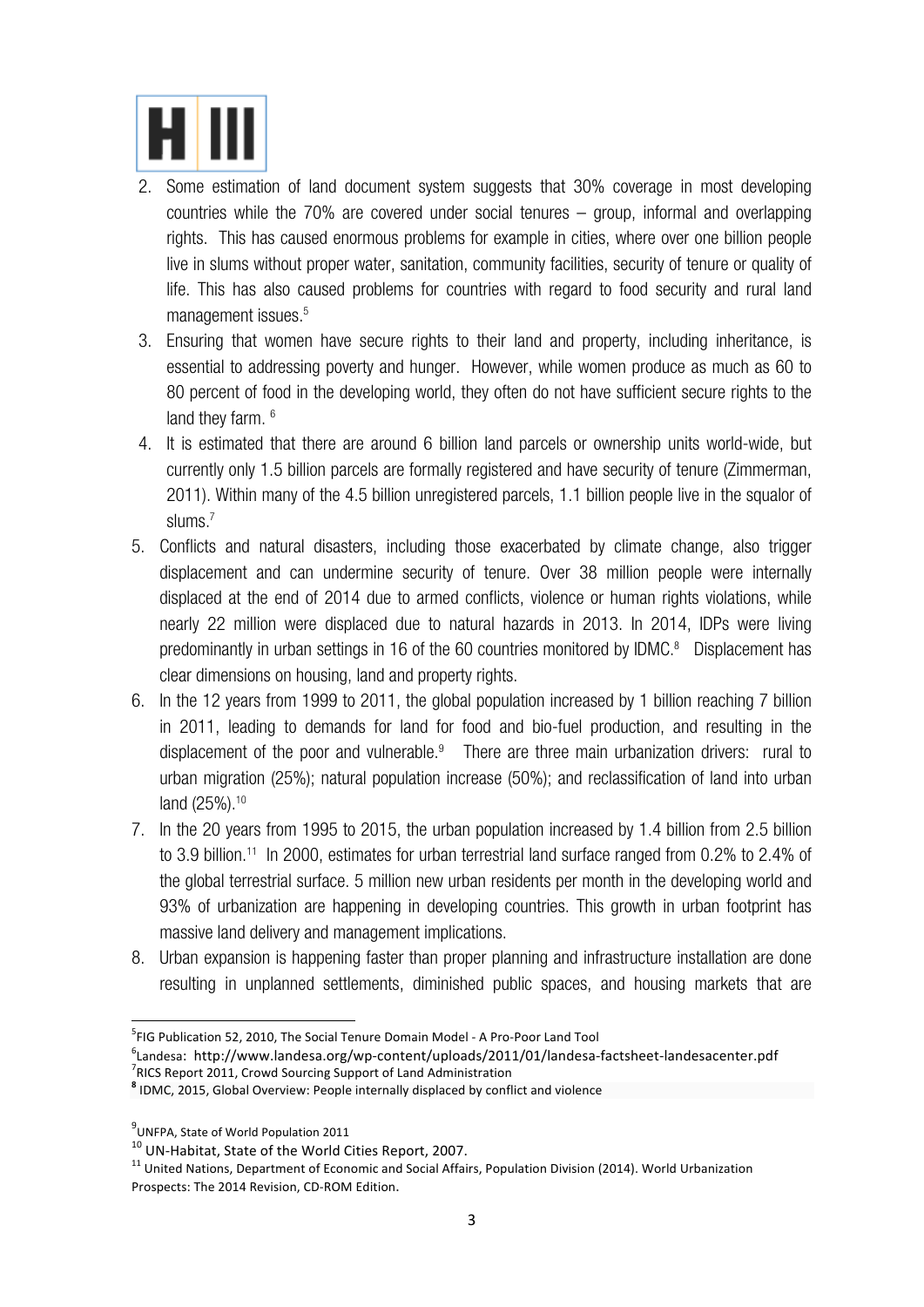2. Some estimation of land document system suggests that 30% coverage in most developing countries while the 70% are covered under social tenures – group, informal and overlapping rights. This has caused enormous problems for example in cities, where over one billion people live in slums without proper water, sanitation, community facilities, security of tenure or quality of life. This has also caused problems for countries with regard to food security and rural land management issues.[5]
3. Ensuring that women have secure rights to their land and property, including inheritance, is essential to addressing poverty and hunger. However, while women produce as much as 60 to 80 percent of food in the developing world, they often do not have sufficient secure rights to the land they farm. [6]
4. It is estimated that there are around 6 billion land parcels or ownership units world-wide, but currently only 1.5 billion parcels are formally registered and have security of tenure (Zimmerman, 2011). Within many of the 4.5 billion unregistered parcels, 1.1 billion people live in the squalor of slums.[7]
5. Conflicts and natural disasters, including those exacerbated by climate change, also trigger displacement and can undermine security of tenure. Over 38 million people were internally displaced at the end of 2014 due to armed conflicts, violence or human rights violations, while nearly 22 million were displaced due to natural hazards in 2013. In 2014, IDPs were living predominantly in urban settings in 16 of the 60 countries monitored by IDMC.[8] Displacement has clear dimensions on housing, land and property rights.
6. In the 12 years from 1999 to 2011, the global population increased by 1 billion reaching 7 billion in 2011, leading to demands for land for food and bio-fuel production, and resulting in the displacement of the poor and vulnerable.[9] There are three main urbanization drivers: rural to urban migration (25%); natural population increase (50%); and reclassification of land into urban land (25%).[10]
7. In the 20 years from 1995 to 2015, the urban population increased by 1.4 billion from 2.5 billion to 3.9 billion.[11] In 2000, estimates for urban terrestrial land surface ranged from 0.2% to 2.4% of the global terrestrial surface. 5 million new urban residents per month in the developing world and 93% of urbanization are happening in developing countries. This growth in urban footprint has massive land delivery and management implications.
8. Urban expansion is happening faster than proper planning and infrastructure installation are done resulting in unplanned settlements, diminished public spaces, and housing markets that are

---

[5] FIG Publication 52, 2010, The Social Tenure Domain Model - A Pro-Poor Land Tool

[6] Landesa: http://www.landesa.org/wp-content/uploads/2011/01/landesa-factsheet-landesacenter.pdf

[7] RICS Report 2011, Crowd Sourcing Support of Land Administration

[8] IDMC, 2015, Global Overview: People internally displaced by conflict and violence

[9] UNFPA, State of World Population 2011

[10] UN-Habitat, State of the World Cities Report, 2007.

[11] United Nations, Department of Economic and Social Affairs, Population Division (2014). World Urbanization Prospects: The 2014 Revision, CD-ROM Edition.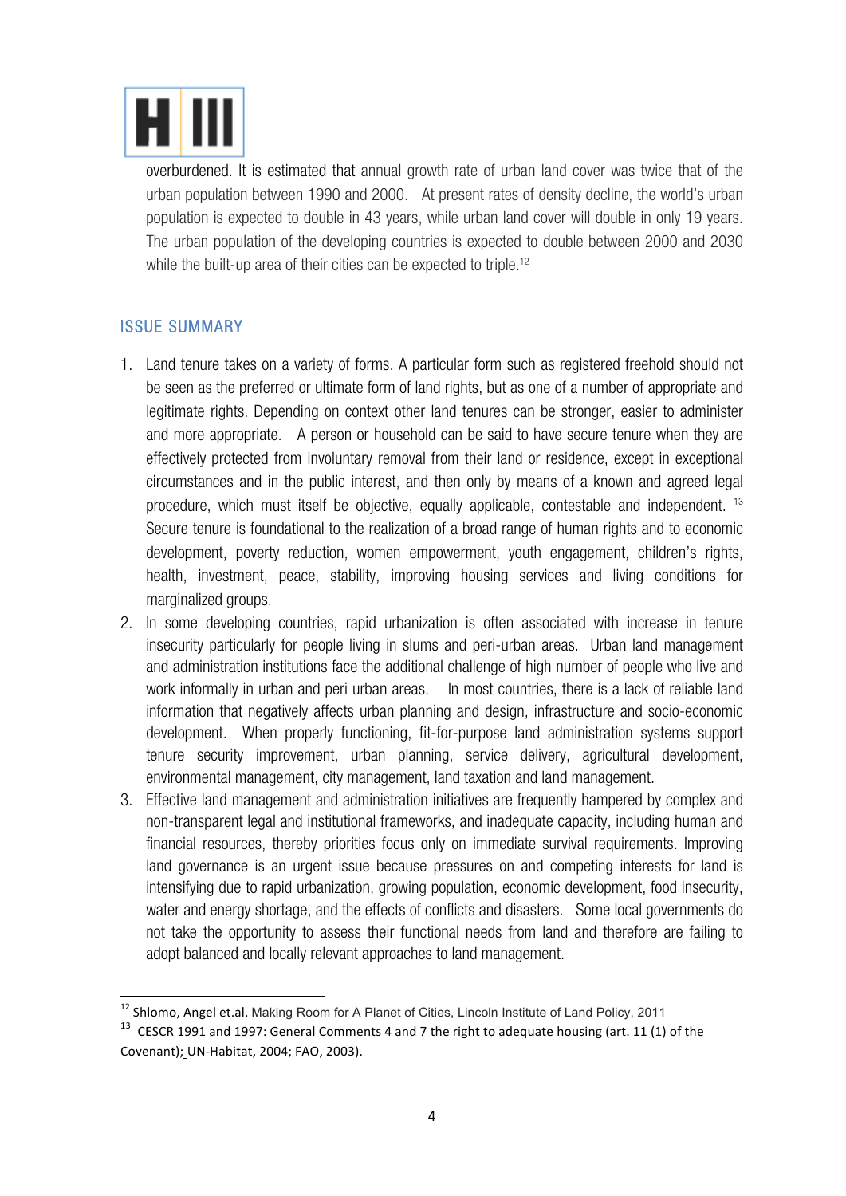overburdened. It is estimated that annual growth rate of urban land cover was twice that of the urban population between 1990 and 2000. At present rates of density decline, the world's urban population is expected to double in 43 years, while urban land cover will double in only 19 years. The urban population of the developing countries is expected to double between 2000 and 2030 while the built-up area of their cities can be expected to triple.[12]

## ISSUE SUMMARY

1. Land tenure takes on a variety of forms. A particular form such as registered freehold should not be seen as the preferred or ultimate form of land rights, but as one of a number of appropriate and legitimate rights. Depending on context other land tenures can be stronger, easier to administer and more appropriate. A person or household can be said to have secure tenure when they are effectively protected from involuntary removal from their land or residence, except in exceptional circumstances and in the public interest, and then only by means of a known and agreed legal procedure, which must itself be objective, equally applicable, contestable and independent.[13] Secure tenure is foundational to the realization of a broad range of human rights and to economic development, poverty reduction, women empowerment, youth engagement, children's rights, health, investment, peace, stability, improving housing services and living conditions for marginalized groups.
2. In some developing countries, rapid urbanization is often associated with increase in tenure insecurity particularly for people living in slums and peri-urban areas. Urban land management and administration institutions face the additional challenge of high number of people who live and work informally in urban and peri urban areas. In most countries, there is a lack of reliable land information that negatively affects urban planning and design, infrastructure and socio-economic development. When properly functioning, fit-for-purpose land administration systems support tenure security improvement, urban planning, service delivery, agricultural development, environmental management, city management, land taxation and land management.
3. Effective land management and administration initiatives are frequently hampered by complex and non-transparent legal and institutional frameworks, and inadequate capacity, including human and financial resources, thereby priorities focus only on immediate survival requirements. Improving land governance is an urgent issue because pressures on and competing interests for land is intensifying due to rapid urbanization, growing population, economic development, food insecurity, water and energy shortage, and the effects of conflicts and disasters. Some local governments do not take the opportunity to assess their functional needs from land and therefore are failing to adopt balanced and locally relevant approaches to land management.

---

[12] Shlomo, Angel et.al. Making Room for A Planet of Cities, Lincoln Institute of Land Policy, 2011

[13] CESCR 1991 and 1997: General Comments 4 and 7 the right to adequate housing (art. 11 (1) of the Covenant); UN-Habitat, 2004; FAO, 2003).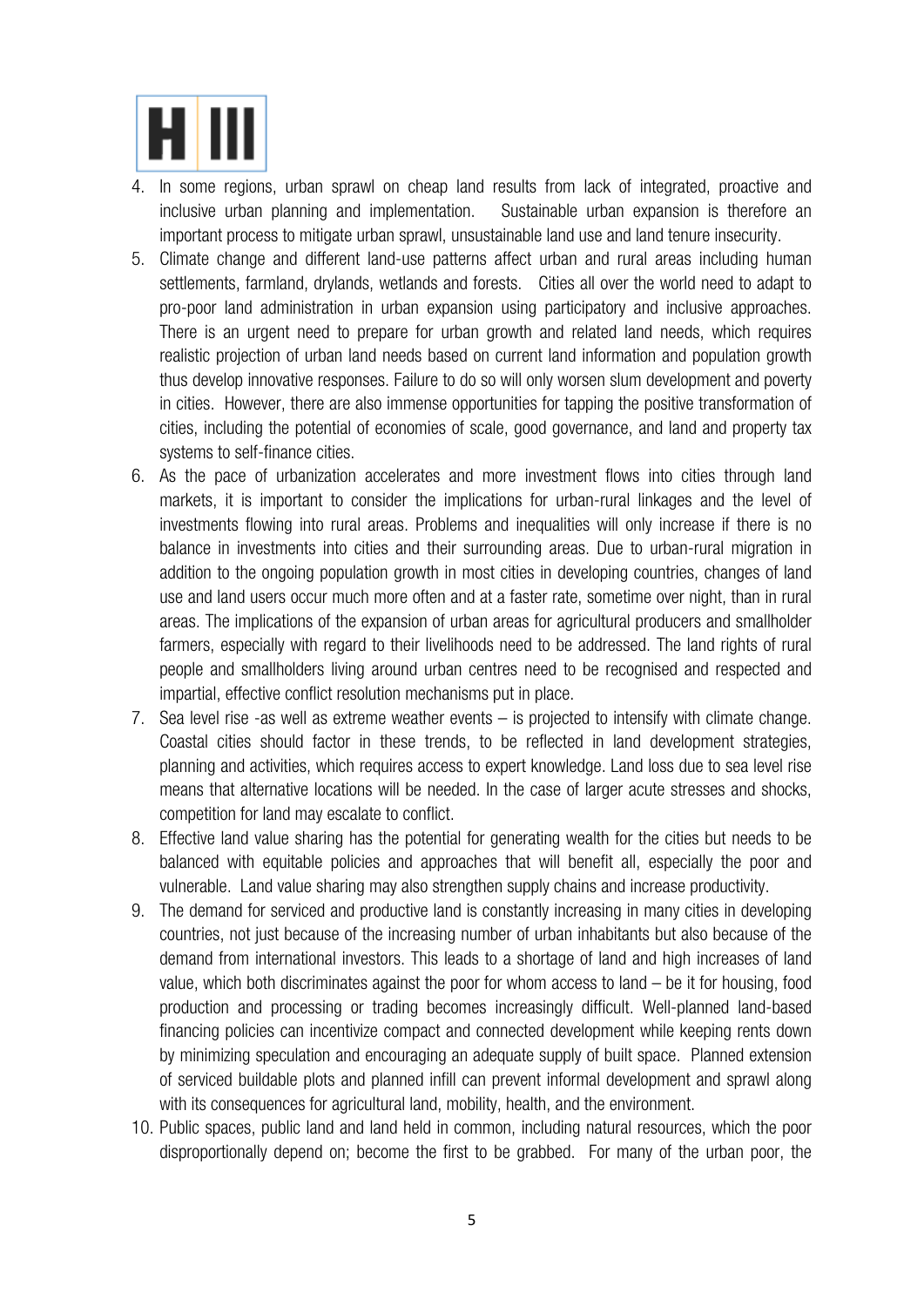4. In some regions, urban sprawl on cheap land results from lack of integrated, proactive and inclusive urban planning and implementation. Sustainable urban expansion is therefore an important process to mitigate urban sprawl, unsustainable land use and land tenure insecurity.
5. Climate change and different land-use patterns affect urban and rural areas including human settlements, farmland, drylands, wetlands and forests. Cities all over the world need to adapt to pro-poor land administration in urban expansion using participatory and inclusive approaches. There is an urgent need to prepare for urban growth and related land needs, which requires realistic projection of urban land needs based on current land information and population growth thus develop innovative responses. Failure to do so will only worsen slum development and poverty in cities. However, there are also immense opportunities for tapping the positive transformation of cities, including the potential of economies of scale, good governance, and land and property tax systems to self-finance cities.
6. As the pace of urbanization accelerates and more investment flows into cities through land markets, it is important to consider the implications for urban-rural linkages and the level of investments flowing into rural areas. Problems and inequalities will only increase if there is no balance in investments into cities and their surrounding areas. Due to urban-rural migration in addition to the ongoing population growth in most cities in developing countries, changes of land use and land users occur much more often and at a faster rate, sometime over night, than in rural areas. The implications of the expansion of urban areas for agricultural producers and smallholder farmers, especially with regard to their livelihoods need to be addressed. The land rights of rural people and smallholders living around urban centres need to be recognised and respected and impartial, effective conflict resolution mechanisms put in place.
7. Sea level rise -as well as extreme weather events – is projected to intensify with climate change. Coastal cities should factor in these trends, to be reflected in land development strategies, planning and activities, which requires access to expert knowledge. Land loss due to sea level rise means that alternative locations will be needed. In the case of larger acute stresses and shocks, competition for land may escalate to conflict.
8. Effective land value sharing has the potential for generating wealth for the cities but needs to be balanced with equitable policies and approaches that will benefit all, especially the poor and vulnerable. Land value sharing may also strengthen supply chains and increase productivity.
9. The demand for serviced and productive land is constantly increasing in many cities in developing countries, not just because of the increasing number of urban inhabitants but also because of the demand from international investors. This leads to a shortage of land and high increases of land value, which both discriminates against the poor for whom access to land – be it for housing, food production and processing or trading becomes increasingly difficult. Well-planned land-based financing policies can incentivize compact and connected development while keeping rents down by minimizing speculation and encouraging an adequate supply of built space. Planned extension of serviced buildable plots and planned infill can prevent informal development and sprawl along with its consequences for agricultural land, mobility, health, and the environment.
10. Public spaces, public land and land held in common, including natural resources, which the poor disproportionally depend on; become the first to be grabbed. For many of the urban poor, the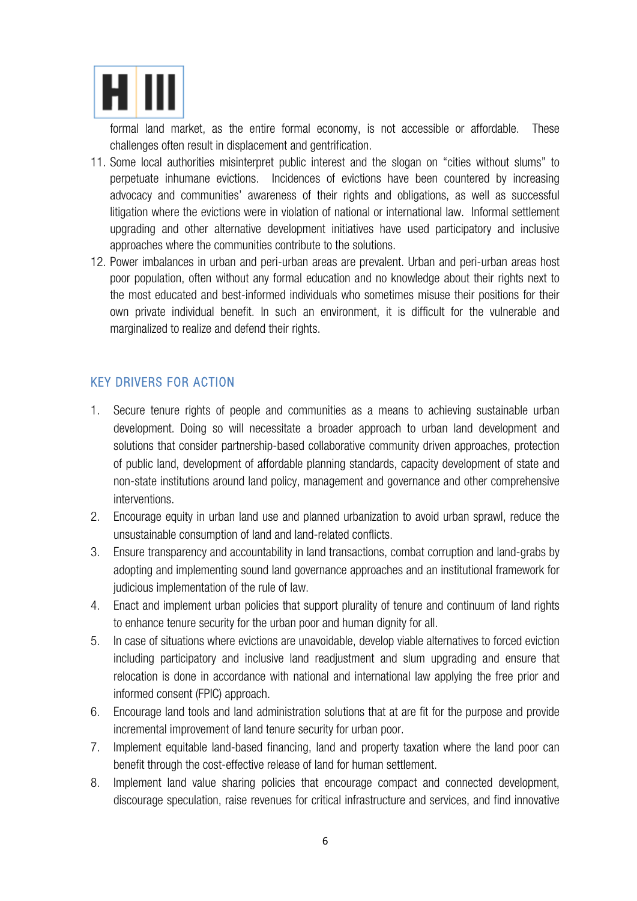formal land market, as the entire formal economy, is not accessible or affordable. These challenges often result in displacement and gentrification.

11. Some local authorities misinterpret public interest and the slogan on "cities without slums" to perpetuate inhumane evictions. Incidences of evictions have been countered by increasing advocacy and communities' awareness of their rights and obligations, as well as successful litigation where the evictions were in violation of national or international law. Informal settlement upgrading and other alternative development initiatives have used participatory and inclusive approaches where the communities contribute to the solutions.
12. Power imbalances in urban and peri-urban areas are prevalent. Urban and peri-urban areas host poor population, often without any formal education and no knowledge about their rights next to the most educated and best-informed individuals who sometimes misuse their positions for their own private individual benefit. In such an environment, it is difficult for the vulnerable and marginalized to realize and defend their rights.

## KEY DRIVERS FOR ACTION

1. Secure tenure rights of people and communities as a means to achieving sustainable urban development. Doing so will necessitate a broader approach to urban land development and solutions that consider partnership-based collaborative community driven approaches, protection of public land, development of affordable planning standards, capacity development of state and non-state institutions around land policy, management and governance and other comprehensive interventions.
2. Encourage equity in urban land use and planned urbanization to avoid urban sprawl, reduce the unsustainable consumption of land and land-related conflicts.
3. Ensure transparency and accountability in land transactions, combat corruption and land-grabs by adopting and implementing sound land governance approaches and an institutional framework for judicious implementation of the rule of law.
4. Enact and implement urban policies that support plurality of tenure and continuum of land rights to enhance tenure security for the urban poor and human dignity for all.
5. In case of situations where evictions are unavoidable, develop viable alternatives to forced eviction including participatory and inclusive land readjustment and slum upgrading and ensure that relocation is done in accordance with national and international law applying the free prior and informed consent (FPIC) approach.
6. Encourage land tools and land administration solutions that at are fit for the purpose and provide incremental improvement of land tenure security for urban poor.
7. Implement equitable land-based financing, land and property taxation where the land poor can benefit through the cost-effective release of land for human settlement.
8. Implement land value sharing policies that encourage compact and connected development, discourage speculation, raise revenues for critical infrastructure and services, and find innovative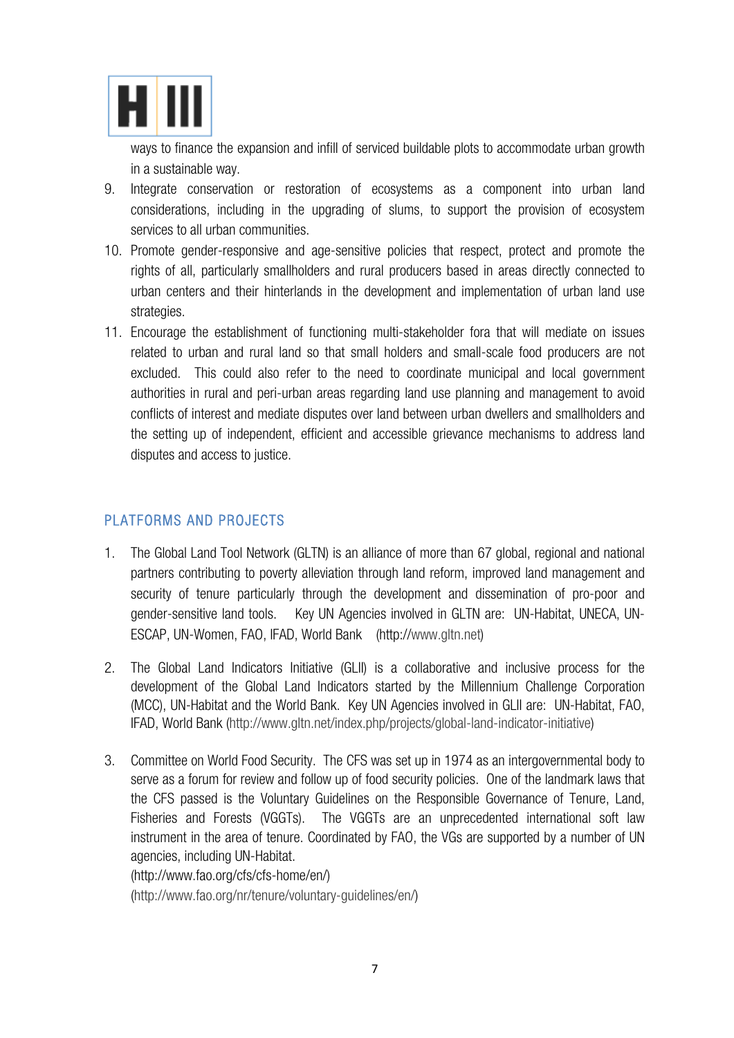ways to finance the expansion and infill of serviced buildable plots to accommodate urban growth in a sustainable way.

9. Integrate conservation or restoration of ecosystems as a component into urban land considerations, including in the upgrading of slums, to support the provision of ecosystem services to all urban communities.
10. Promote gender-responsive and age-sensitive policies that respect, protect and promote the rights of all, particularly smallholders and rural producers based in areas directly connected to urban centers and their hinterlands in the development and implementation of urban land use strategies.
11. Encourage the establishment of functioning multi-stakeholder fora that will mediate on issues related to urban and rural land so that small holders and small-scale food producers are not excluded. This could also refer to the need to coordinate municipal and local government authorities in rural and peri-urban areas regarding land use planning and management to avoid conflicts of interest and mediate disputes over land between urban dwellers and smallholders and the setting up of independent, efficient and accessible grievance mechanisms to address land disputes and access to justice.

## PLATFORMS AND PROJECTS

1. The Global Land Tool Network (GLTN) is an alliance of more than 67 global, regional and national partners contributing to poverty alleviation through land reform, improved land management and security of tenure particularly through the development and dissemination of pro-poor and gender-sensitive land tools. Key UN Agencies involved in GLTN are: UN-Habitat, UNECA, UN-ESCAP, UN-Women, FAO, IFAD, World Bank (http://www.gltn.net)

2. The Global Land Indicators Initiative (GLII) is a collaborative and inclusive process for the development of the Global Land Indicators started by the Millennium Challenge Corporation (MCC), UN-Habitat and the World Bank. Key UN Agencies involved in GLII are: UN-Habitat, FAO, IFAD, World Bank (http://www.gltn.net/index.php/projects/global-land-indicator-initiative)

3. Committee on World Food Security. The CFS was set up in 1974 as an intergovernmental body to serve as a forum for review and follow up of food security policies. One of the landmark laws that the CFS passed is the Voluntary Guidelines on the Responsible Governance of Tenure, Land, Fisheries and Forests (VGGTs). The VGGTs are an unprecedented international soft law instrument in the area of tenure. Coordinated by FAO, the VGs are supported by a number of UN agencies, including UN-Habitat.
   (http://www.fao.org/cfs/cfs-home/en/)
   (http://www.fao.org/nr/tenure/voluntary-guidelines/en/)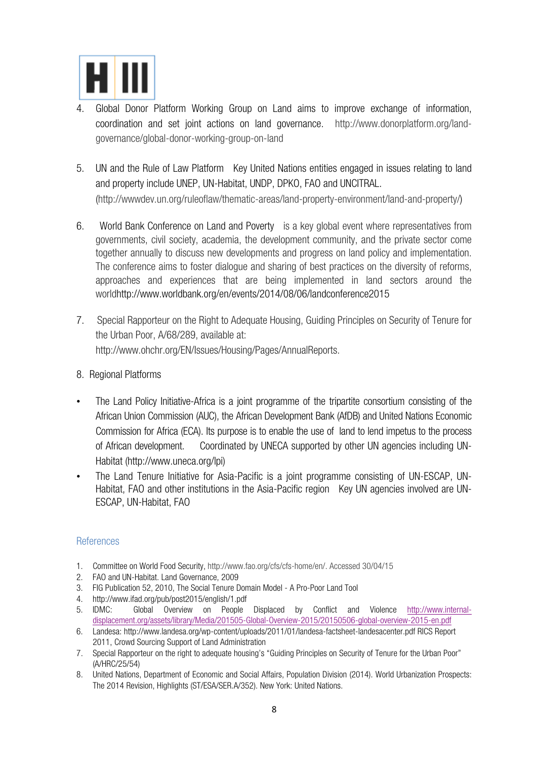4. Global Donor Platform Working Group on Land aims to improve exchange of information, coordination and set joint actions on land governance. http://www.donorplatform.org/land-governance/global-donor-working-group-on-land

5. UN and the Rule of Law Platform Key United Nations entities engaged in issues relating to land and property include UNEP, UN-Habitat, UNDP, DPKO, FAO and UNCITRAL. (http://wwwdev.un.org/ruleoflaw/thematic-areas/land-property-environment/land-and-property/)

6. World Bank Conference on Land and Poverty is a key global event where representatives from governments, civil society, academia, the development community, and the private sector come together annually to discuss new developments and progress on land policy and implementation. The conference aims to foster dialogue and sharing of best practices on the diversity of reforms, approaches and experiences that are being implemented in land sectors around the worldhttp://www.worldbank.org/en/events/2014/08/06/landconference2015

7. Special Rapporteur on the Right to Adequate Housing, Guiding Principles on Security of Tenure for the Urban Poor, A/68/289, available at: http://www.ohchr.org/EN/Issues/Housing/Pages/AnnualReports.

8. Regional Platforms

- The Land Policy Initiative-Africa is a joint programme of the tripartite consortium consisting of the African Union Commission (AUC), the African Development Bank (AfDB) and United Nations Economic Commission for Africa (ECA). Its purpose is to enable the use of land to lend impetus to the process of African development. Coordinated by UNECA supported by other UN agencies including UN-Habitat (http://www.uneca.org/lpi)
- The Land Tenure Initiative for Asia-Pacific is a joint programme consisting of UN-ESCAP, UN-Habitat, FAO and other institutions in the Asia-Pacific region Key UN agencies involved are UN-ESCAP, UN-Habitat, FAO

## References

1. Committee on World Food Security, http://www.fao.org/cfs/cfs-home/en/. Accessed 30/04/15
2. FAO and UN-Habitat. Land Governance, 2009
3. FIG Publication 52, 2010, The Social Tenure Domain Model - A Pro-Poor Land Tool
4. http://www.ifad.org/pub/post2015/english/1.pdf
5. IDMC: Global Overview on People Displaced by Conflict and Violence http://www.internal-displacement.org/assets/library/Media/201505-Global-Overview-2015/20150506-global-overview-2015-en.pdf
6. Landesa: http://www.landesa.org/wp-content/uploads/2011/01/landesa-factsheet-landesacenter.pdf RICS Report 2011, Crowd Sourcing Support of Land Administration
7. Special Rapporteur on the right to adequate housing's "Guiding Principles on Security of Tenure for the Urban Poor" (A/HRC/25/54)
8. United Nations, Department of Economic and Social Affairs, Population Division (2014). World Urbanization Prospects: The 2014 Revision, Highlights (ST/ESA/SER.A/352). New York: United Nations.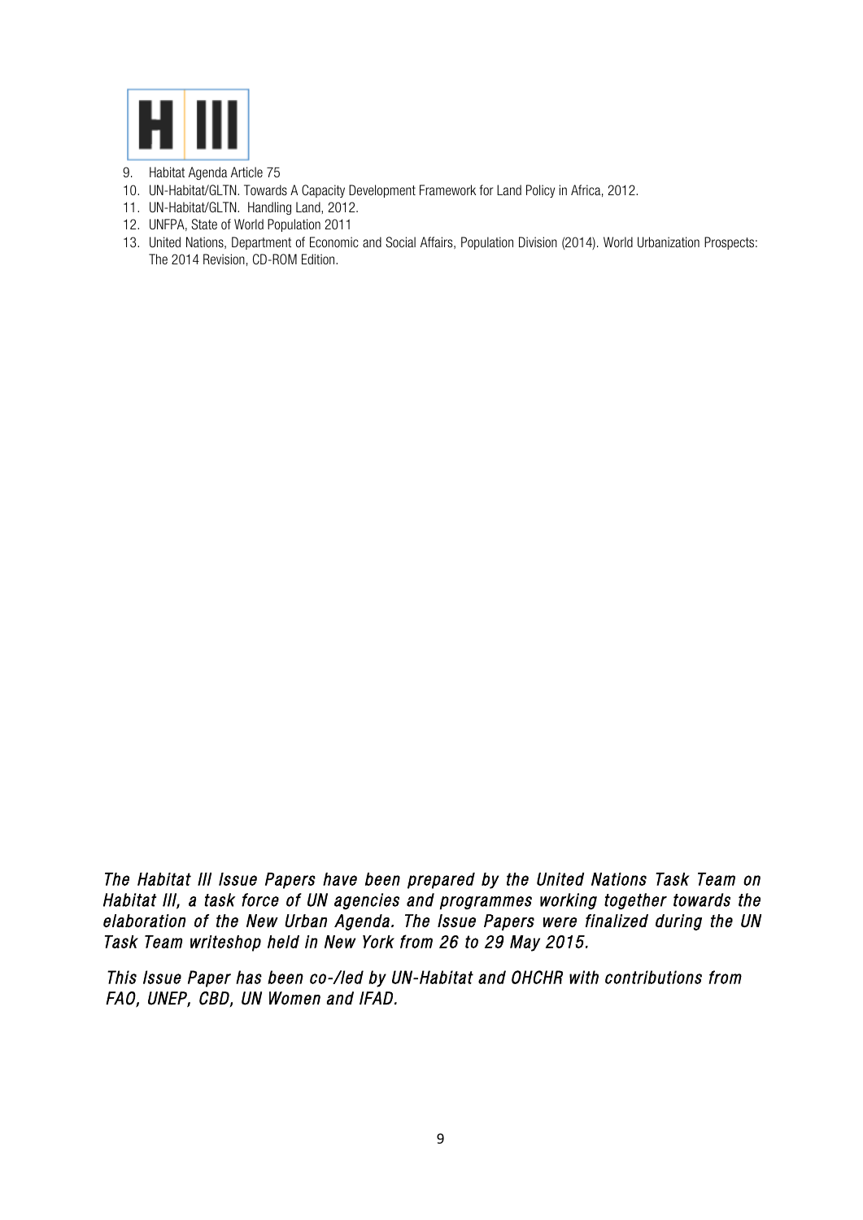9. Habitat Agenda Article 75
10. UN-Habitat/GLTN. Towards A Capacity Development Framework for Land Policy in Africa, 2012.
11. UN-Habitat/GLTN. Handling Land, 2012.
12. UNFPA, State of World Population 2011
13. United Nations, Department of Economic and Social Affairs, Population Division (2014). World Urbanization Prospects: The 2014 Revision, CD-ROM Edition.

*The Habitat III Issue Papers have been prepared by the United Nations Task Team on Habitat III, a task force of UN agencies and programmes working together towards the elaboration of the New Urban Agenda. The Issue Papers were finalized during the UN Task Team writeshop held in New York from 26 to 29 May 2015.*

*This Issue Paper has been co-/led by UN-Habitat and OHCHR with contributions from FAO, UNEP, CBD, UN Women and IFAD.*